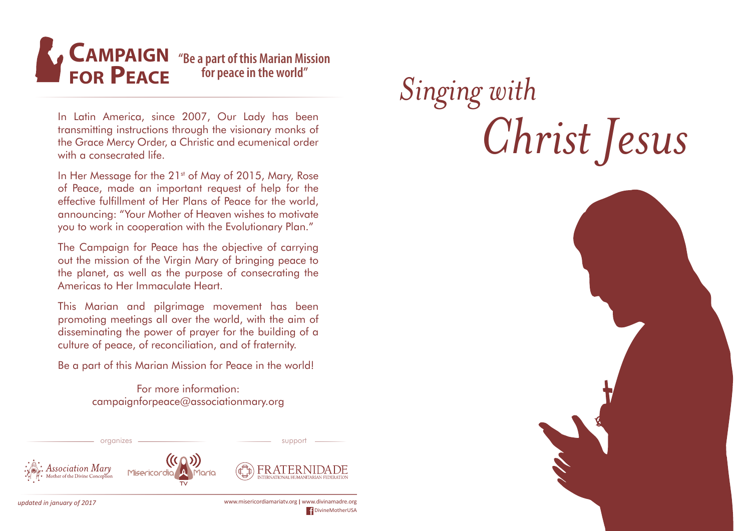# Campaign for Peace

**"Be a part of this Marian Mission for peace in the world"**

In Latin America, since 2007, Our Lady has been transmitting instructions through the visionary monks of the Grace Mercy Order, a Christic and ecumenical order with a consecrated life.

In Her Message for the 21st of May of 2015, Mary, Rose of Peace, made an important request of help for the effective fulfillment of Her Plans of Peace for the world, announcing: "Your Mother of Heaven wishes to motivate you to work in cooperation with the Evolutionary Plan."

The Campaign for Peace has the objective of carrying out the mission of the Virgin Mary of bringing peace to the planet, as well as the purpose of consecrating the Americas to Her Immaculate Heart.

This Marian and pilgrimage movement has been promoting meetings all over the world, with the aim of disseminating the power of prayer for the building of a culture of peace, of reconciliation, and of fraternity.

Be a part of this Marian Mission for Peace in the world!

For more information:
campaignforpeace@associationmary.org

organizes

Association Mary – Mother of the Divine Conception

Misericordia Maria TV

support

FRATERNIDADE – International Humanitarian Federation

*updated in january of 2017*

www.misericordiamariatv.org | www.divinamadre.org

DivineMotherUSA

# *Singing with Christ Jesus*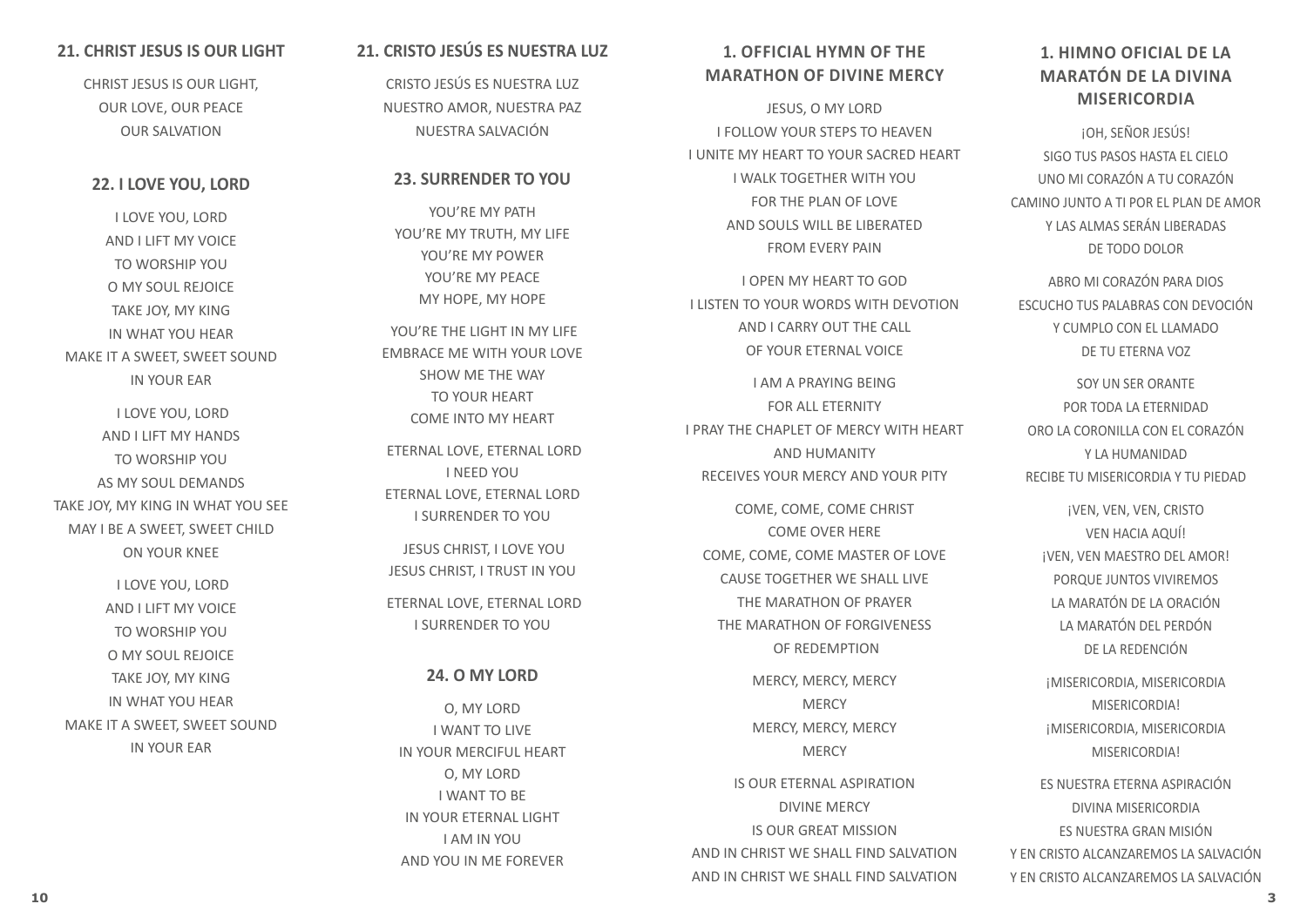## 21. CHRIST JESUS IS OUR LIGHT

CHRIST JESUS IS OUR LIGHT,
OUR LOVE, OUR PEACE
OUR SALVATION

## 22. I LOVE YOU, LORD

I LOVE YOU, LORD
AND I LIFT MY VOICE
TO WORSHIP YOU
O MY SOUL REJOICE
TAKE JOY, MY KING
IN WHAT YOU HEAR
MAKE IT A SWEET, SWEET SOUND
IN YOUR EAR

I LOVE YOU, LORD
AND I LIFT MY HANDS
TO WORSHIP YOU
AS MY SOUL DEMANDS
TAKE JOY, MY KING IN WHAT YOU SEE
MAY I BE A SWEET, SWEET CHILD
ON YOUR KNEE

I LOVE YOU, LORD
AND I LIFT MY VOICE
TO WORSHIP YOU
O MY SOUL REJOICE
TAKE JOY, MY KING
IN WHAT YOU HEAR
MAKE IT A SWEET, SWEET SOUND
IN YOUR EAR

## 21. CRISTO JESÚS ES NUESTRA LUZ

CRISTO JESÚS ES NUESTRA LUZ
NUESTRO AMOR, NUESTRA PAZ
NUESTRA SALVACIÓN

## 23. SURRENDER TO YOU

YOU'RE MY PATH
YOU'RE MY TRUTH, MY LIFE
YOU'RE MY POWER
YOU'RE MY PEACE
MY HOPE, MY HOPE

YOU'RE THE LIGHT IN MY LIFE
EMBRACE ME WITH YOUR LOVE
SHOW ME THE WAY
TO YOUR HEART
COME INTO MY HEART

ETERNAL LOVE, ETERNAL LORD
I NEED YOU
ETERNAL LOVE, ETERNAL LORD
I SURRENDER TO YOU

JESUS CHRIST, I LOVE YOU
JESUS CHRIST, I TRUST IN YOU

ETERNAL LOVE, ETERNAL LORD
I SURRENDER TO YOU

## 24. O MY LORD

O, MY LORD
I WANT TO LIVE
IN YOUR MERCIFUL HEART
O, MY LORD
I WANT TO BE
IN YOUR ETERNAL LIGHT
I AM IN YOU
AND YOU IN ME FOREVER

## 1. OFFICIAL HYMN OF THE MARATHON OF DIVINE MERCY

JESUS, O MY LORD
I FOLLOW YOUR STEPS TO HEAVEN
I UNITE MY HEART TO YOUR SACRED HEART
I WALK TOGETHER WITH YOU
FOR THE PLAN OF LOVE
AND SOULS WILL BE LIBERATED
FROM EVERY PAIN

I OPEN MY HEART TO GOD
I LISTEN TO YOUR WORDS WITH DEVOTION
AND I CARRY OUT THE CALL
OF YOUR ETERNAL VOICE

I AM A PRAYING BEING
FOR ALL ETERNITY
I PRAY THE CHAPLET OF MERCY WITH HEART
AND HUMANITY
RECEIVES YOUR MERCY AND YOUR PITY

COME, COME, COME CHRIST
COME OVER HERE
COME, COME, COME MASTER OF LOVE
CAUSE TOGETHER WE SHALL LIVE
THE MARATHON OF PRAYER
THE MARATHON OF FORGIVENESS
OF REDEMPTION

MERCY, MERCY, MERCY
MERCY
MERCY, MERCY, MERCY
MERCY

IS OUR ETERNAL ASPIRATION
DIVINE MERCY
IS OUR GREAT MISSION
AND IN CHRIST WE SHALL FIND SALVATION
AND IN CHRIST WE SHALL FIND SALVATION

## 1. HIMNO OFICIAL DE LA MARATÓN DE LA DIVINA MISERICORDIA

¡OH, SEÑOR JESÚS!
SIGO TUS PASOS HASTA EL CIELO
UNO MI CORAZÓN A TU CORAZÓN
CAMINO JUNTO A TI POR EL PLAN DE AMOR
Y LAS ALMAS SERÁN LIBERADAS
DE TODO DOLOR

ABRO MI CORAZÓN PARA DIOS
ESCUCHO TUS PALABRAS CON DEVOCIÓN
Y CUMPLO CON EL LLAMADO
DE TU ETERNA VOZ

SOY UN SER ORANTE
POR TODA LA ETERNIDAD
ORO LA CORONILLA CON EL CORAZÓN
Y LA HUMANIDAD
RECIBE TU MISERICORDIA Y TU PIEDAD

¡VEN, VEN, VEN, CRISTO
VEN HACIA AQUÍ!
¡VEN, VEN MAESTRO DEL AMOR!
PORQUE JUNTOS VIVIREMOS
LA MARATÓN DE LA ORACIÓN
LA MARATÓN DEL PERDÓN
DE LA REDENCIÓN

¡MISERICORDIA, MISERICORDIA
MISERICORDIA!
¡MISERICORDIA, MISERICORDIA
MISERICORDIA!

ES NUESTRA ETERNA ASPIRACIÓN
DIVINA MISERICORDIA
ES NUESTRA GRAN MISIÓN
Y EN CRISTO ALCANZAREMOS LA SALVACIÓN
Y EN CRISTO ALCANZAREMOS LA SALVACIÓN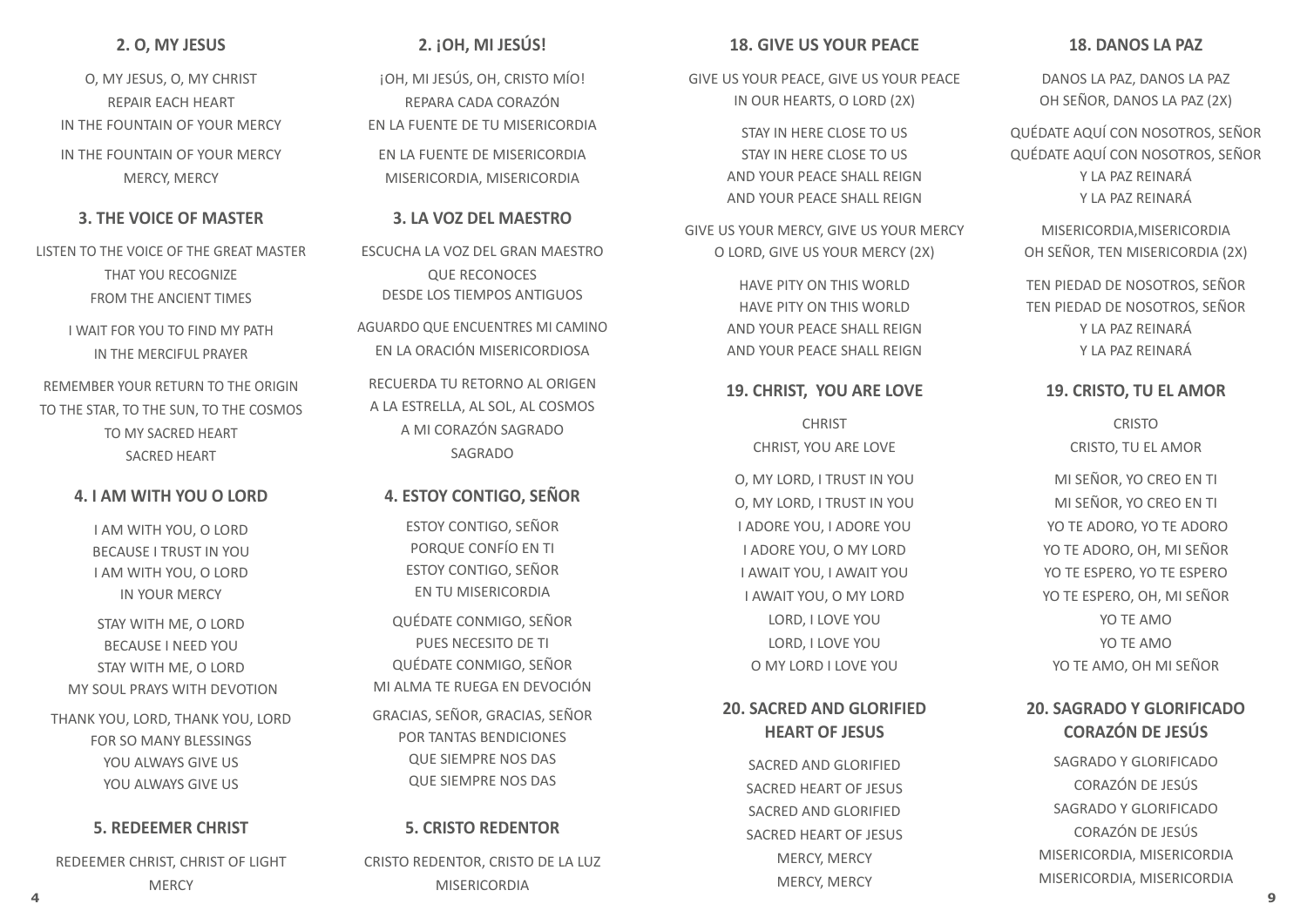## 2. O, MY JESUS

O, MY JESUS, O, MY CHRIST
REPAIR EACH HEART
IN THE FOUNTAIN OF YOUR MERCY

IN THE FOUNTAIN OF YOUR MERCY
MERCY, MERCY

## 3. THE VOICE OF MASTER

LISTEN TO THE VOICE OF THE GREAT MASTER
THAT YOU RECOGNIZE
FROM THE ANCIENT TIMES

I WAIT FOR YOU TO FIND MY PATH
IN THE MERCIFUL PRAYER

REMEMBER YOUR RETURN TO THE ORIGIN
TO THE STAR, TO THE SUN, TO THE COSMOS
TO MY SACRED HEART
SACRED HEART

## 4. I AM WITH YOU O LORD

I AM WITH YOU, O LORD
BECAUSE I TRUST IN YOU
I AM WITH YOU, O LORD
IN YOUR MERCY

STAY WITH ME, O LORD
BECAUSE I NEED YOU
STAY WITH ME, O LORD
MY SOUL PRAYS WITH DEVOTION

THANK YOU, LORD, THANK YOU, LORD
FOR SO MANY BLESSINGS
YOU ALWAYS GIVE US
YOU ALWAYS GIVE US

## 5. REDEEMER CHRIST

REDEEMER CHRIST, CHRIST OF LIGHT
MERCY

## 2. ¡OH, MI JESÚS!

¡OH, MI JESÚS, OH, CRISTO MÍO!
REPARA CADA CORAZÓN
EN LA FUENTE DE TU MISERICORDIA

EN LA FUENTE DE MISERICORDIA
MISERICORDIA, MISERICORDIA

## 3. LA VOZ DEL MAESTRO

ESCUCHA LA VOZ DEL GRAN MAESTRO
QUE RECONOCES
DESDE LOS TIEMPOS ANTIGUOS

AGUARDO QUE ENCUENTRES MI CAMINO
EN LA ORACIÓN MISERICORDIOSA

RECUERDA TU RETORNO AL ORIGEN
A LA ESTRELLA, AL SOL, AL COSMOS
A MI CORAZÓN SAGRADO
SAGRADO

## 4. ESTOY CONTIGO, SEÑOR

ESTOY CONTIGO, SEÑOR
PORQUE CONFÍO EN TI
ESTOY CONTIGO, SEÑOR
EN TU MISERICORDIA

QUÉDATE CONMIGO, SEÑOR
PUES NECESITO DE TI
QUÉDATE CONMIGO, SEÑOR
MI ALMA TE RUEGA EN DEVOCIÓN

GRACIAS, SEÑOR, GRACIAS, SEÑOR
POR TANTAS BENDICIONES
QUE SIEMPRE NOS DAS
QUE SIEMPRE NOS DAS

## 5. CRISTO REDENTOR

CRISTO REDENTOR, CRISTO DE LA LUZ
MISERICORDIA

## 18. GIVE US YOUR PEACE

GIVE US YOUR PEACE, GIVE US YOUR PEACE
IN OUR HEARTS, O LORD (2X)

STAY IN HERE CLOSE TO US
STAY IN HERE CLOSE TO US
AND YOUR PEACE SHALL REIGN
AND YOUR PEACE SHALL REIGN

GIVE US YOUR MERCY, GIVE US YOUR MERCY
O LORD, GIVE US YOUR MERCY (2X)

HAVE PITY ON THIS WORLD
HAVE PITY ON THIS WORLD
AND YOUR PEACE SHALL REIGN
AND YOUR PEACE SHALL REIGN

## 19. CHRIST, YOU ARE LOVE

CHRIST
CHRIST, YOU ARE LOVE

O, MY LORD, I TRUST IN YOU
O, MY LORD, I TRUST IN YOU
I ADORE YOU, I ADORE YOU
I ADORE YOU, O MY LORD
I AWAIT YOU, I AWAIT YOU
I AWAIT YOU, O MY LORD
LORD, I LOVE YOU
LORD, I LOVE YOU
O MY LORD I LOVE YOU

## 20. SACRED AND GLORIFIED HEART OF JESUS

SACRED AND GLORIFIED
SACRED HEART OF JESUS
SACRED AND GLORIFIED
SACRED HEART OF JESUS
MERCY, MERCY
MERCY, MERCY

## 18. DANOS LA PAZ

DANOS LA PAZ, DANOS LA PAZ
OH SEÑOR, DANOS LA PAZ (2X)

QUÉDATE AQUÍ CON NOSOTROS, SEÑOR
QUÉDATE AQUÍ CON NOSOTROS, SEÑOR
Y LA PAZ REINARÁ
Y LA PAZ REINARÁ

MISERICORDIA,MISERICORDIA
OH SEÑOR, TEN MISERICORDIA (2X)

TEN PIEDAD DE NOSOTROS, SEÑOR
TEN PIEDAD DE NOSOTROS, SEÑOR
Y LA PAZ REINARÁ
Y LA PAZ REINARÁ

## 19. CRISTO, TU EL AMOR

CRISTO
CRISTO, TU EL AMOR

MI SEÑOR, YO CREO EN TI
MI SEÑOR, YO CREO EN TI
YO TE ADORO, YO TE ADORO
YO TE ADORO, OH, MI SEÑOR
YO TE ESPERO, YO TE ESPERO
YO TE ESPERO, OH, MI SEÑOR
YO TE AMO
YO TE AMO
YO TE AMO, OH MI SEÑOR

## 20. SAGRADO Y GLORIFICADO CORAZÓN DE JESÚS

SAGRADO Y GLORIFICADO
CORAZÓN DE JESÚS
SAGRADO Y GLORIFICADO
CORAZÓN DE JESÚS
MISERICORDIA, MISERICORDIA
MISERICORDIA, MISERICORDIA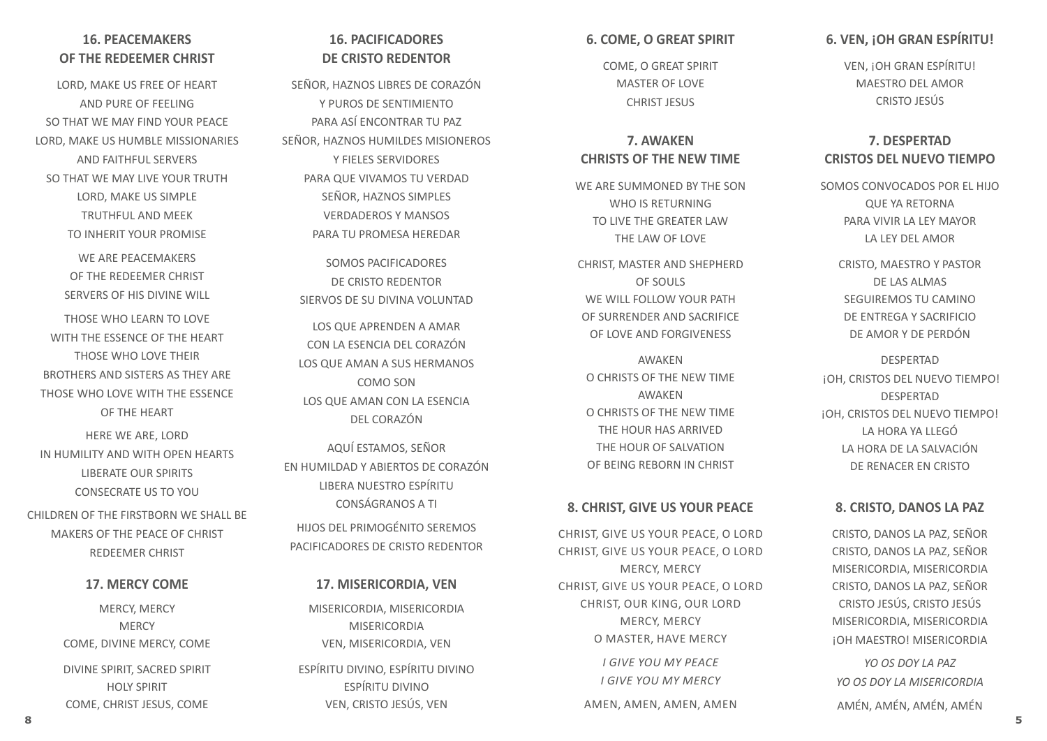## 16. PEACEMAKERS OF THE REDEEMER CHRIST

LORD, MAKE US FREE OF HEART
AND PURE OF FEELING
SO THAT WE MAY FIND YOUR PEACE
LORD, MAKE US HUMBLE MISSIONARIES
AND FAITHFUL SERVERS
SO THAT WE MAY LIVE YOUR TRUTH
LORD, MAKE US SIMPLE
TRUTHFUL AND MEEK
TO INHERIT YOUR PROMISE

WE ARE PEACEMAKERS
OF THE REDEEMER CHRIST
SERVERS OF HIS DIVINE WILL

THOSE WHO LEARN TO LOVE
WITH THE ESSENCE OF THE HEART
THOSE WHO LOVE THEIR
BROTHERS AND SISTERS AS THEY ARE
THOSE WHO LOVE WITH THE ESSENCE
OF THE HEART

HERE WE ARE, LORD
IN HUMILITY AND WITH OPEN HEARTS
LIBERATE OUR SPIRITS
CONSECRATE US TO YOU

CHILDREN OF THE FIRSTBORN WE SHALL BE
MAKERS OF THE PEACE OF CHRIST
REDEEMER CHRIST

## 17. MERCY COME

MERCY, MERCY
MERCY
COME, DIVINE MERCY, COME

DIVINE SPIRIT, SACRED SPIRIT
HOLY SPIRIT
COME, CHRIST JESUS, COME

## 16. PACIFICADORES DE CRISTO REDENTOR

SEÑOR, HAZNOS LIBRES DE CORAZÓN
Y PUROS DE SENTIMIENTO
PARA ASÍ ENCONTRAR TU PAZ
SEÑOR, HAZNOS HUMILDES MISIONEROS
Y FIELES SERVIDORES
PARA QUE VIVAMOS TU VERDAD
SEÑOR, HAZNOS SIMPLES
VERDADEROS Y MANSOS
PARA TU PROMESA HEREDAR

SOMOS PACIFICADORES
DE CRISTO REDENTOR
SIERVOS DE SU DIVINA VOLUNTAD

LOS QUE APRENDEN A AMAR
CON LA ESENCIA DEL CORAZÓN
LOS QUE AMAN A SUS HERMANOS
COMO SON
LOS QUE AMAN CON LA ESENCIA
DEL CORAZÓN

AQUÍ ESTAMOS, SEÑOR
EN HUMILDAD Y ABIERTOS DE CORAZÓN
LIBERA NUESTRO ESPÍRITU
CONSÁGRANOS A TI

HIJOS DEL PRIMOGÉNITO SEREMOS
PACIFICADORES DE CRISTO REDENTOR

## 17. MISERICORDIA, VEN

MISERICORDIA, MISERICORDIA
MISERICORDIA
VEN, MISERICORDIA, VEN

ESPÍRITU DIVINO, ESPÍRITU DIVINO
ESPÍRITU DIVINO
VEN, CRISTO JESÚS, VEN

## 6. COME, O GREAT SPIRIT

COME, O GREAT SPIRIT
MASTER OF LOVE
CHRIST JESUS

## 7. AWAKEN CHRISTS OF THE NEW TIME

WE ARE SUMMONED BY THE SON
WHO IS RETURNING
TO LIVE THE GREATER LAW
THE LAW OF LOVE

CHRIST, MASTER AND SHEPHERD
OF SOULS
WE WILL FOLLOW YOUR PATH
OF SURRENDER AND SACRIFICE
OF LOVE AND FORGIVENESS

AWAKEN
O CHRISTS OF THE NEW TIME
AWAKEN
O CHRISTS OF THE NEW TIME
THE HOUR HAS ARRIVED
THE HOUR OF SALVATION
OF BEING REBORN IN CHRIST

## 8. CHRIST, GIVE US YOUR PEACE

CHRIST, GIVE US YOUR PEACE, O LORD
CHRIST, GIVE US YOUR PEACE, O LORD
MERCY, MERCY
CHRIST, GIVE US YOUR PEACE, O LORD
CHRIST, OUR KING, OUR LORD
MERCY, MERCY
O MASTER, HAVE MERCY

*I GIVE YOU MY PEACE*
*I GIVE YOU MY MERCY*

AMEN, AMEN, AMEN, AMEN

## 6. VEN, ¡OH GRAN ESPÍRITU!

VEN, ¡OH GRAN ESPÍRITU!
MAESTRO DEL AMOR
CRISTO JESÚS

## 7. DESPERTAD CRISTOS DEL NUEVO TIEMPO

SOMOS CONVOCADOS POR EL HIJO
QUE YA RETORNA
PARA VIVIR LA LEY MAYOR
LA LEY DEL AMOR

CRISTO, MAESTRO Y PASTOR
DE LAS ALMAS
SEGUIREMOS TU CAMINO
DE ENTREGA Y SACRIFICIO
DE AMOR Y DE PERDÓN

DESPERTAD
¡OH, CRISTOS DEL NUEVO TIEMPO!
DESPERTAD
¡OH, CRISTOS DEL NUEVO TIEMPO!
LA HORA YA LLEGÓ
LA HORA DE LA SALVACIÓN
DE RENACER EN CRISTO

## 8. CRISTO, DANOS LA PAZ

CRISTO, DANOS LA PAZ, SEÑOR
CRISTO, DANOS LA PAZ, SEÑOR
MISERICORDIA, MISERICORDIA
CRISTO, DANOS LA PAZ, SEÑOR
CRISTO JESÚS, CRISTO JESÚS
MISERICORDIA, MISERICORDIA
¡OH MAESTRO! MISERICORDIA

*YO OS DOY LA PAZ*
*YO OS DOY LA MISERICORDIA*

AMÉN, AMÉN, AMÉN, AMÉN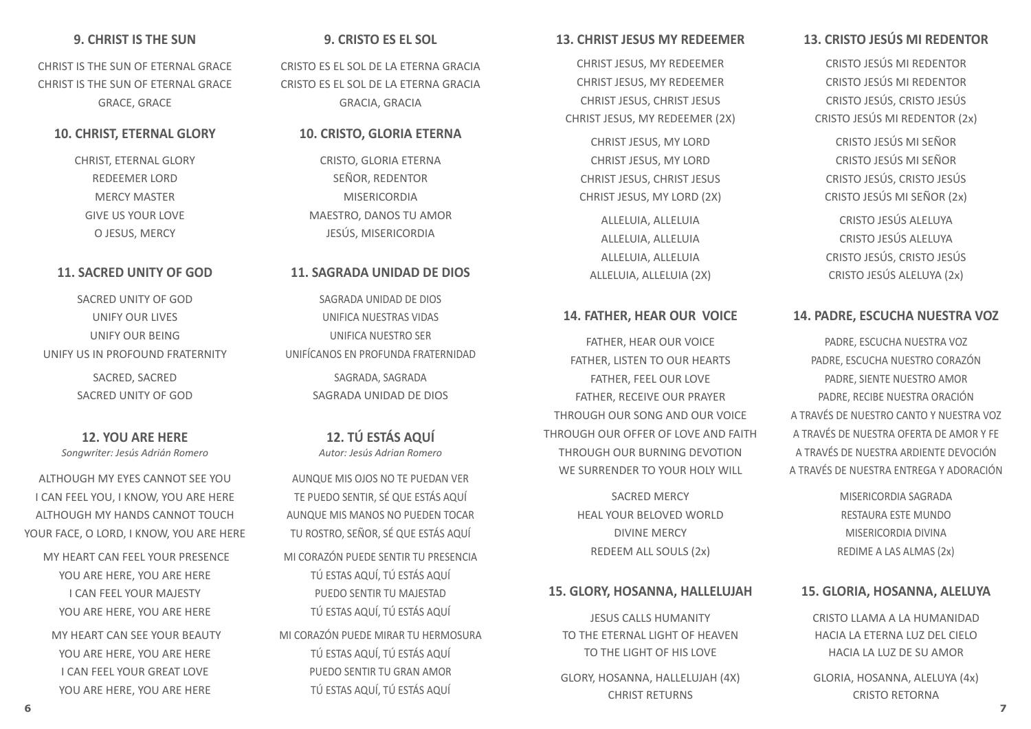## 9. CHRIST IS THE SUN

CHRIST IS THE SUN OF ETERNAL GRACE
CHRIST IS THE SUN OF ETERNAL GRACE
GRACE, GRACE

## 10. CHRIST, ETERNAL GLORY

CHRIST, ETERNAL GLORY
REDEEMER LORD
MERCY MASTER
GIVE US YOUR LOVE
O JESUS, MERCY

## 11. SACRED UNITY OF GOD

SACRED UNITY OF GOD
UNIFY OUR LIVES
UNIFY OUR BEING
UNIFY US IN PROFOUND FRATERNITY

SACRED, SACRED
SACRED UNITY OF GOD

## 12. YOU ARE HERE

*Songwriter: Jesús Adrián Romero*

ALTHOUGH MY EYES CANNOT SEE YOU
I CAN FEEL YOU, I KNOW, YOU ARE HERE
ALTHOUGH MY HANDS CANNOT TOUCH
YOUR FACE, O LORD, I KNOW, YOU ARE HERE

MY HEART CAN FEEL YOUR PRESENCE
YOU ARE HERE, YOU ARE HERE
I CAN FEEL YOUR MAJESTY
YOU ARE HERE, YOU ARE HERE

MY HEART CAN SEE YOUR BEAUTY
YOU ARE HERE, YOU ARE HERE
I CAN FEEL YOUR GREAT LOVE
YOU ARE HERE, YOU ARE HERE

## 9. CRISTO ES EL SOL

CRISTO ES EL SOL DE LA ETERNA GRACIA
CRISTO ES EL SOL DE LA ETERNA GRACIA
GRACIA, GRACIA

## 10. CRISTO, GLORIA ETERNA

CRISTO, GLORIA ETERNA
SEÑOR, REDENTOR
MISERICORDIA
MAESTRO, DANOS TU AMOR
JESÚS, MISERICORDIA

## 11. SAGRADA UNIDAD DE DIOS

SAGRADA UNIDAD DE DIOS
UNIFICA NUESTRAS VIDAS
UNIFICA NUESTRO SER
UNIFÍCANOS EN PROFUNDA FRATERNIDAD

SAGRADA, SAGRADA
SAGRADA UNIDAD DE DIOS

## 12. TÚ ESTÁS AQUÍ

*Autor: Jesús Adrian Romero*

AUNQUE MIS OJOS NO TE PUEDAN VER
TE PUEDO SENTIR, SÉ QUE ESTÁS AQUÍ
AUNQUE MIS MANOS NO PUEDEN TOCAR
TU ROSTRO, SEÑOR, SÉ QUE ESTÁS AQUÍ

MI CORAZÓN PUEDE SENTIR TU PRESENCIA
TÚ ESTAS AQUÍ, TÚ ESTÁS AQUÍ
PUEDO SENTIR TU MAJESTAD
TÚ ESTAS AQUÍ, TÚ ESTÁS AQUÍ

MI CORAZÓN PUEDE MIRAR TU HERMOSURA
TÚ ESTAS AQUÍ, TÚ ESTÁS AQUÍ
PUEDO SENTIR TU GRAN AMOR
TÚ ESTAS AQUÍ, TÚ ESTÁS AQUÍ

## 13. CHRIST JESUS MY REDEEMER

CHRIST JESUS, MY REDEEMER
CHRIST JESUS, MY REDEEMER
CHRIST JESUS, CHRIST JESUS
CHRIST JESUS, MY REDEEMER (2X)

CHRIST JESUS, MY LORD
CHRIST JESUS, MY LORD
CHRIST JESUS, CHRIST JESUS
CHRIST JESUS, MY LORD (2X)

ALLELUIA, ALLELUIA
ALLELUIA, ALLELUIA
ALLELUIA, ALLELUIA
ALLELUIA, ALLELUIA (2X)

## 14. FATHER, HEAR OUR VOICE

FATHER, HEAR OUR VOICE
FATHER, LISTEN TO OUR HEARTS
FATHER, FEEL OUR LOVE
FATHER, RECEIVE OUR PRAYER
THROUGH OUR SONG AND OUR VOICE
THROUGH OUR OFFER OF LOVE AND FAITH
THROUGH OUR BURNING DEVOTION
WE SURRENDER TO YOUR HOLY WILL

SACRED MERCY
HEAL YOUR BELOVED WORLD
DIVINE MERCY
REDEEM ALL SOULS (2x)

## 15. GLORY, HOSANNA, HALLELUJAH

JESUS CALLS HUMANITY
TO THE ETERNAL LIGHT OF HEAVEN
TO THE LIGHT OF HIS LOVE

GLORY, HOSANNA, HALLELUJAH (4X)
CHRIST RETURNS

## 13. CRISTO JESÚS MI REDENTOR

CRISTO JESÚS MI REDENTOR
CRISTO JESÚS MI REDENTOR
CRISTO JESÚS, CRISTO JESÚS
CRISTO JESÚS MI REDENTOR (2x)

CRISTO JESÚS MI SEÑOR
CRISTO JESÚS MI SEÑOR
CRISTO JESÚS, CRISTO JESÚS
CRISTO JESÚS MI SEÑOR (2x)

CRISTO JESÚS ALELUYA
CRISTO JESÚS ALELUYA
CRISTO JESÚS, CRISTO JESÚS
CRISTO JESÚS ALELUYA (2x)

## 14. PADRE, ESCUCHA NUESTRA VOZ

PADRE, ESCUCHA NUESTRA VOZ
PADRE, ESCUCHA NUESTRO CORAZÓN
PADRE, SIENTE NUESTRO AMOR
PADRE, RECIBE NUESTRA ORACIÓN
A TRAVÉS DE NUESTRO CANTO Y NUESTRA VOZ
A TRAVÉS DE NUESTRA OFERTA DE AMOR Y FE
A TRAVÉS DE NUESTRA ARDIENTE DEVOCIÓN
A TRAVÉS DE NUESTRA ENTREGA Y ADORACIÓN

MISERICORDIA SAGRADA
RESTAURA ESTE MUNDO
MISERICORDIA DIVINA
REDIME A LAS ALMAS (2x)

## 15. GLORIA, HOSANNA, ALELUYA

CRISTO LLAMA A LA HUMANIDAD
HACIA LA ETERNA LUZ DEL CIELO
HACIA LA LUZ DE SU AMOR

GLORIA, HOSANNA, ALELUYA (4x)
CRISTO RETORNA